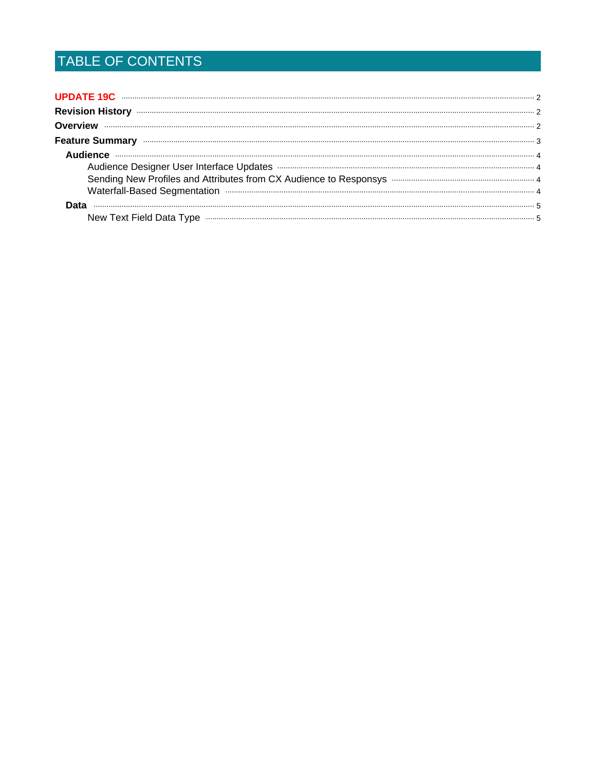# TABLE OF CONTENTS

**UPDATE 19C** ........ 2

**Revision History** ........ 2

**Overview** ........ 2

**Feature Summary** ........ 3

- **Audience** ........ 4
  - Audience Designer User Interface Updates ........ 4
  - Sending New Profiles and Attributes from CX Audience to Responsys ........ 4
  - Waterfall-Based Segmentation ........ 4
- **Data** ........ 5
  - New Text Field Data Type ........ 5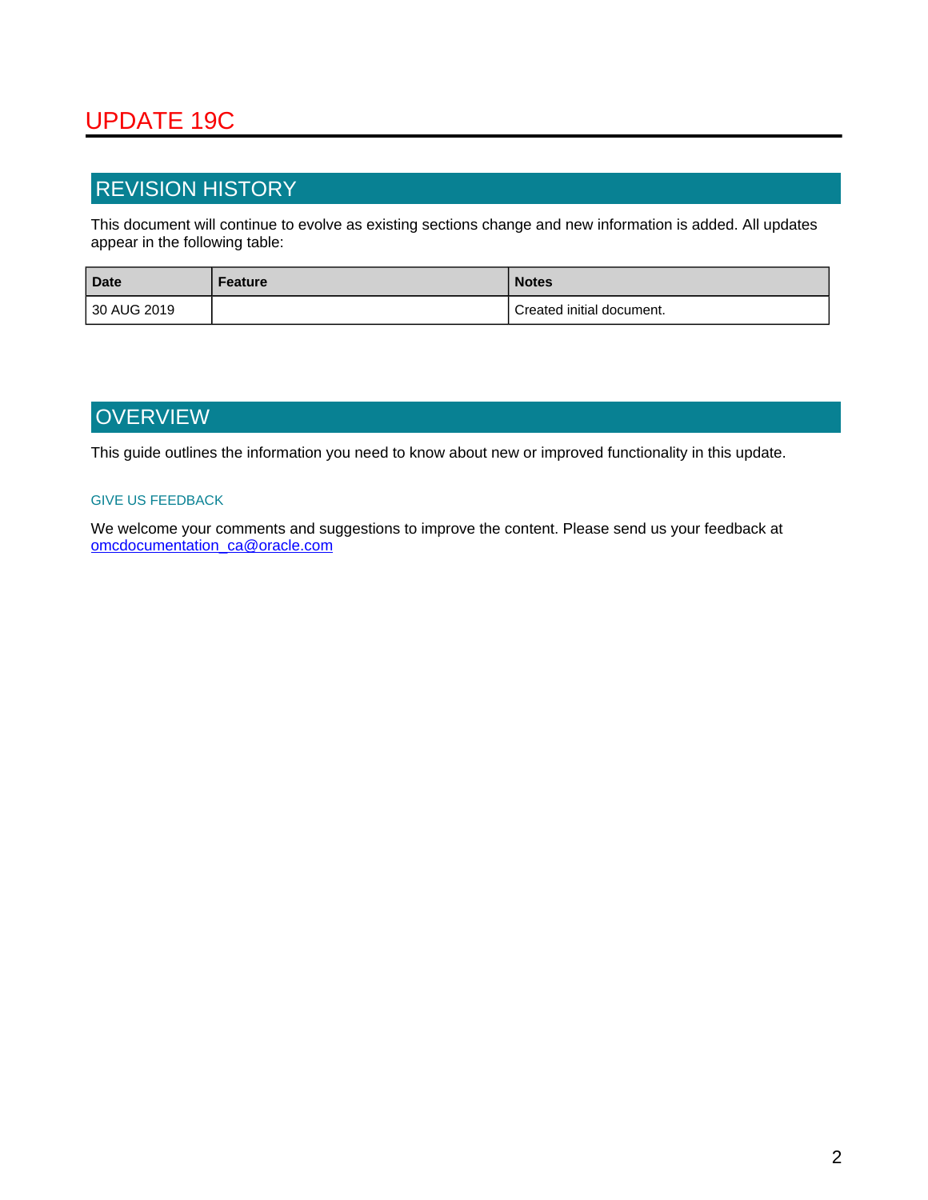# UPDATE 19C

## REVISION HISTORY

This document will continue to evolve as existing sections change and new information is added. All updates appear in the following table:

| Date | Feature | Notes |
| --- | --- | --- |
| 30 AUG 2019 | | Created initial document. |

## OVERVIEW

This guide outlines the information you need to know about new or improved functionality in this update.

### GIVE US FEEDBACK

We welcome your comments and suggestions to improve the content. Please send us your feedback at omcdocumentation_ca@oracle.com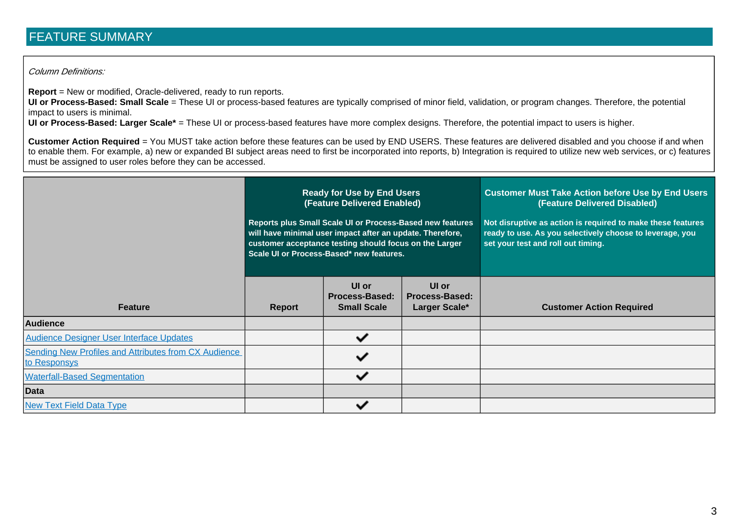# FEATURE SUMMARY

*Column Definitions:*

**Report** = New or modified, Oracle-delivered, ready to run reports.
**UI or Process-Based: Small Scale** = These UI or process-based features are typically comprised of minor field, validation, or program changes. Therefore, the potential impact to users is minimal.
**UI or Process-Based: Larger Scale*** = These UI or process-based features have more complex designs. Therefore, the potential impact to users is higher.

**Customer Action Required** = You MUST take action before these features can be used by END USERS. These features are delivered disabled and you choose if and when to enable them. For example, a) new or expanded BI subject areas need to first be incorporated into reports, b) Integration is required to utilize new web services, or c) features must be assigned to user roles before they can be accessed.

| | **Ready for Use by End Users (Feature Delivered Enabled)** Reports plus Small Scale UI or Process-Based new features will have minimal user impact after an update. Therefore, customer acceptance testing should focus on the Larger Scale UI or Process-Based* new features. | | | **Customer Must Take Action before Use by End Users (Feature Delivered Disabled)** Not disruptive as action is required to make these features ready to use. As you selectively choose to leverage, you set your test and roll out timing. |
|---|---|---|---|---|
| **Feature** | **Report** | **UI or Process-Based: Small Scale** | **UI or Process-Based: Larger Scale*** | **Customer Action Required** |
| **Audience** | | | | |
| Audience Designer User Interface Updates | | ✔ | | |
| Sending New Profiles and Attributes from CX Audience to Responsys | | ✔ | | |
| Waterfall-Based Segmentation | | ✔ | | |
| **Data** | | | | |
| New Text Field Data Type | | ✔ | | |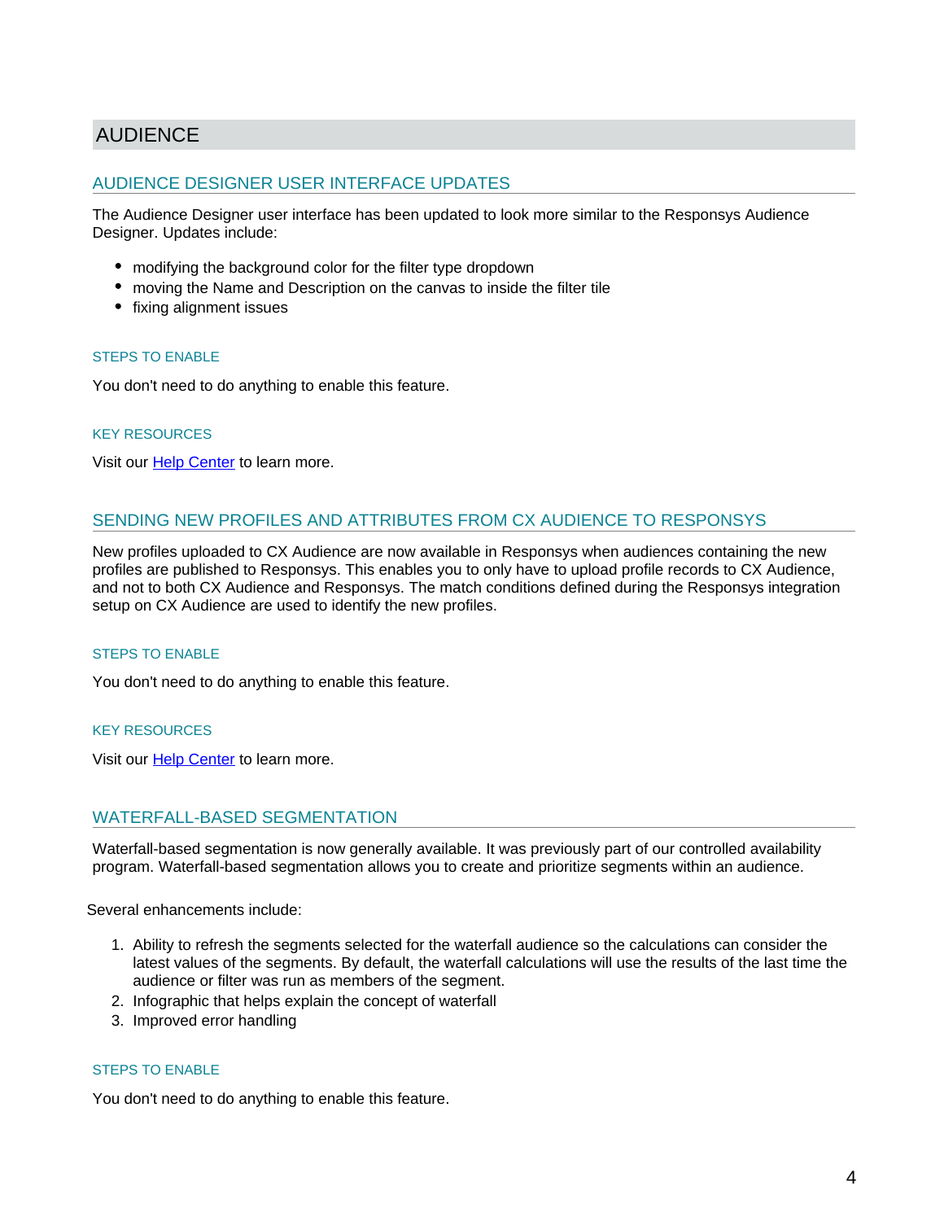# AUDIENCE

## AUDIENCE DESIGNER USER INTERFACE UPDATES

The Audience Designer user interface has been updated to look more similar to the Responsys Audience Designer. Updates include:

- modifying the background color for the filter type dropdown
- moving the Name and Description on the canvas to inside the filter tile
- fixing alignment issues

### STEPS TO ENABLE

You don't need to do anything to enable this feature.

### KEY RESOURCES

Visit our Help Center to learn more.

## SENDING NEW PROFILES AND ATTRIBUTES FROM CX AUDIENCE TO RESPONSYS

New profiles uploaded to CX Audience are now available in Responsys when audiences containing the new profiles are published to Responsys. This enables you to only have to upload profile records to CX Audience, and not to both CX Audience and Responsys. The match conditions defined during the Responsys integration setup on CX Audience are used to identify the new profiles.

### STEPS TO ENABLE

You don't need to do anything to enable this feature.

### KEY RESOURCES

Visit our Help Center to learn more.

## WATERFALL-BASED SEGMENTATION

Waterfall-based segmentation is now generally available. It was previously part of our controlled availability program. Waterfall-based segmentation allows you to create and prioritize segments within an audience.

Several enhancements include:

1. Ability to refresh the segments selected for the waterfall audience so the calculations can consider the latest values of the segments. By default, the waterfall calculations will use the results of the last time the audience or filter was run as members of the segment.
2. Infographic that helps explain the concept of waterfall
3. Improved error handling

### STEPS TO ENABLE

You don't need to do anything to enable this feature.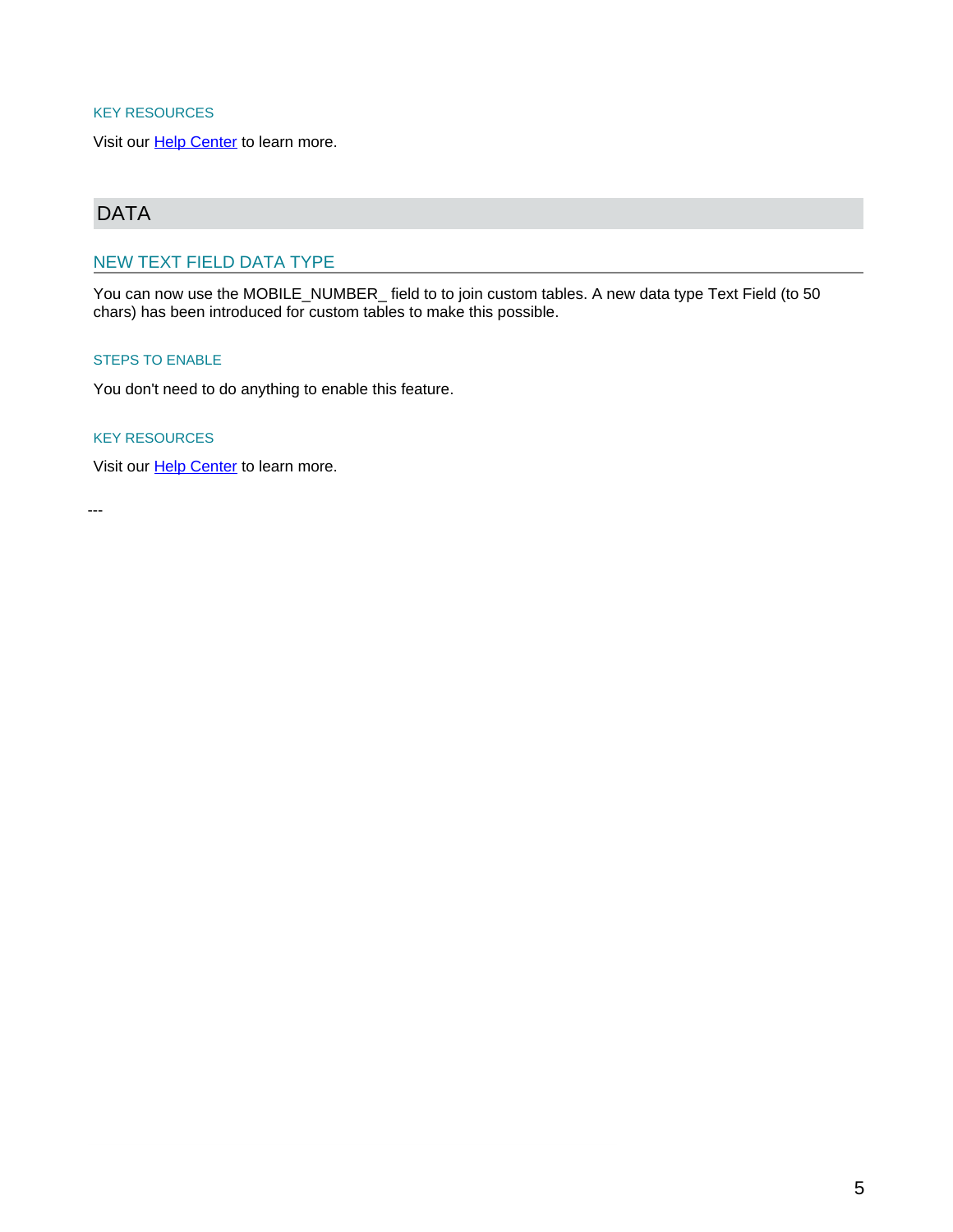#### KEY RESOURCES

Visit our Help Center to learn more.

## DATA

### NEW TEXT FIELD DATA TYPE

You can now use the MOBILE_NUMBER_ field to to join custom tables. A new data type Text Field (to 50 chars) has been introduced for custom tables to make this possible.

#### STEPS TO ENABLE

You don't need to do anything to enable this feature.

#### KEY RESOURCES

Visit our Help Center to learn more.

---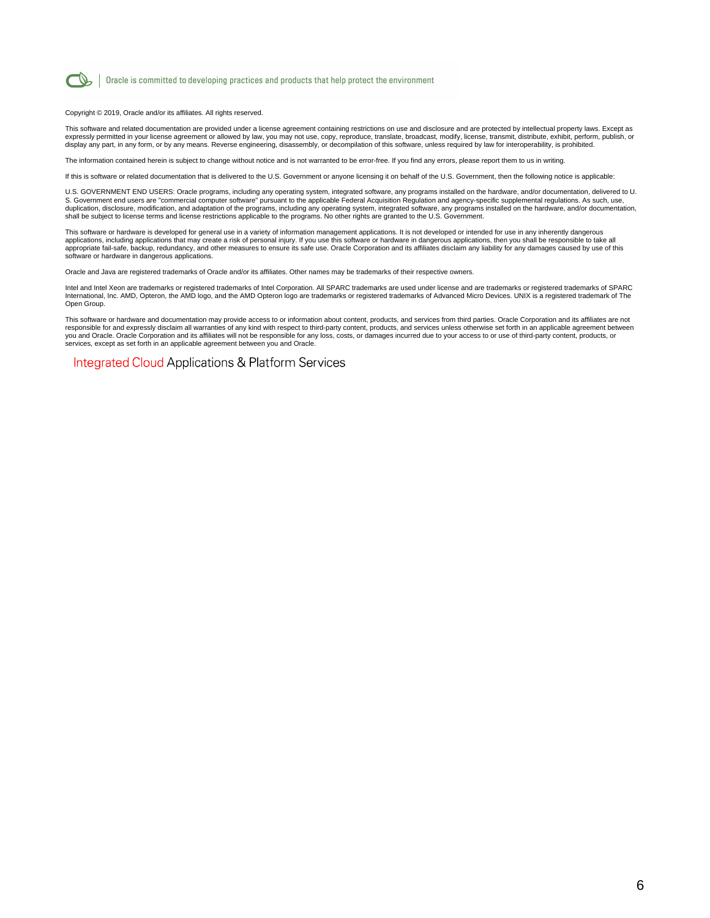Oracle is committed to developing practices and products that help protect the environment

Copyright © 2019, Oracle and/or its affiliates. All rights reserved.

This software and related documentation are provided under a license agreement containing restrictions on use and disclosure and are protected by intellectual property laws. Except as expressly permitted in your license agreement or allowed by law, you may not use, copy, reproduce, translate, broadcast, modify, license, transmit, distribute, exhibit, perform, publish, or display any part, in any form, or by any means. Reverse engineering, disassembly, or decompilation of this software, unless required by law for interoperability, is prohibited.

The information contained herein is subject to change without notice and is not warranted to be error-free. If you find any errors, please report them to us in writing.

If this is software or related documentation that is delivered to the U.S. Government or anyone licensing it on behalf of the U.S. Government, then the following notice is applicable:

U.S. GOVERNMENT END USERS: Oracle programs, including any operating system, integrated software, any programs installed on the hardware, and/or documentation, delivered to U. S. Government end users are "commercial computer software" pursuant to the applicable Federal Acquisition Regulation and agency-specific supplemental regulations. As such, use, duplication, disclosure, modification, and adaptation of the programs, including any operating system, integrated software, any programs installed on the hardware, and/or documentation, shall be subject to license terms and license restrictions applicable to the programs. No other rights are granted to the U.S. Government.

This software or hardware is developed for general use in a variety of information management applications. It is not developed or intended for use in any inherently dangerous applications, including applications that may create a risk of personal injury. If you use this software or hardware in dangerous applications, then you shall be responsible to take all appropriate fail-safe, backup, redundancy, and other measures to ensure its safe use. Oracle Corporation and its affiliates disclaim any liability for any damages caused by use of this software or hardware in dangerous applications.

Oracle and Java are registered trademarks of Oracle and/or its affiliates. Other names may be trademarks of their respective owners.

Intel and Intel Xeon are trademarks or registered trademarks of Intel Corporation. All SPARC trademarks are used under license and are trademarks or registered trademarks of SPARC International, Inc. AMD, Opteron, the AMD logo, and the AMD Opteron logo are trademarks or registered trademarks of Advanced Micro Devices. UNIX is a registered trademark of The Open Group.

This software or hardware and documentation may provide access to or information about content, products, and services from third parties. Oracle Corporation and its affiliates are not responsible for and expressly disclaim all warranties of any kind with respect to third-party content, products, and services unless otherwise set forth in an applicable agreement between you and Oracle. Oracle Corporation and its affiliates will not be responsible for any loss, costs, or damages incurred due to your access to or use of third-party content, products, or services, except as set forth in an applicable agreement between you and Oracle.

Integrated Cloud Applications & Platform Services